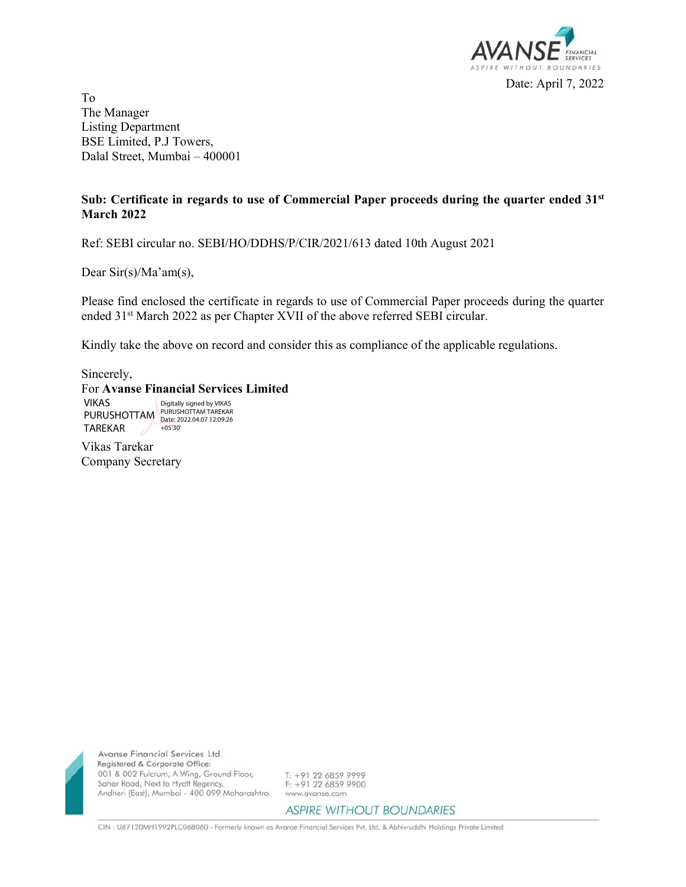Date: April 7, 2022

To
The Manager
Listing Department
BSE Limited, P.J Towers,
Dalal Street, Mumbai – 400001

**Sub: Certificate in regards to use of Commercial Paper proceeds during the quarter ended 31st March 2022**

Ref: SEBI circular no. SEBI/HO/DDHS/P/CIR/2021/613 dated 10th August 2021

Dear Sir(s)/Ma'am(s),

Please find enclosed the certificate in regards to use of Commercial Paper proceeds during the quarter ended 31st March 2022 as per Chapter XVII of the above referred SEBI circular.

Kindly take the above on record and consider this as compliance of the applicable regulations.

Sincerely,
For **Avanse Financial Services Limited**

VIKAS PURUSHOTTAM TAREKAR
Digitally signed by VIKAS PURUSHOTTAM TAREKAR
Date: 2022.04.07 12:09:26 +05'30'

Vikas Tarekar
Company Secretary

Avanse Financial Services Ltd.
Registered & Corporate Office:
001 & 002 Fulcrum, A Wing, Ground Floor,
Sahar Road, Next to Hyatt Regency,
Andheri (East), Mumbai - 400 099 Maharashtra.

T: +91 22 6859 9999
F: +91 22 6859 9900
www.avanse.com

ASPIRE WITHOUT BOUNDARIES

CIN : U67120MH1992PLC068060 - Formerly known as Avanse Financial Services Pvt. Ltd. & Abhivruddhi Holdings Private Limited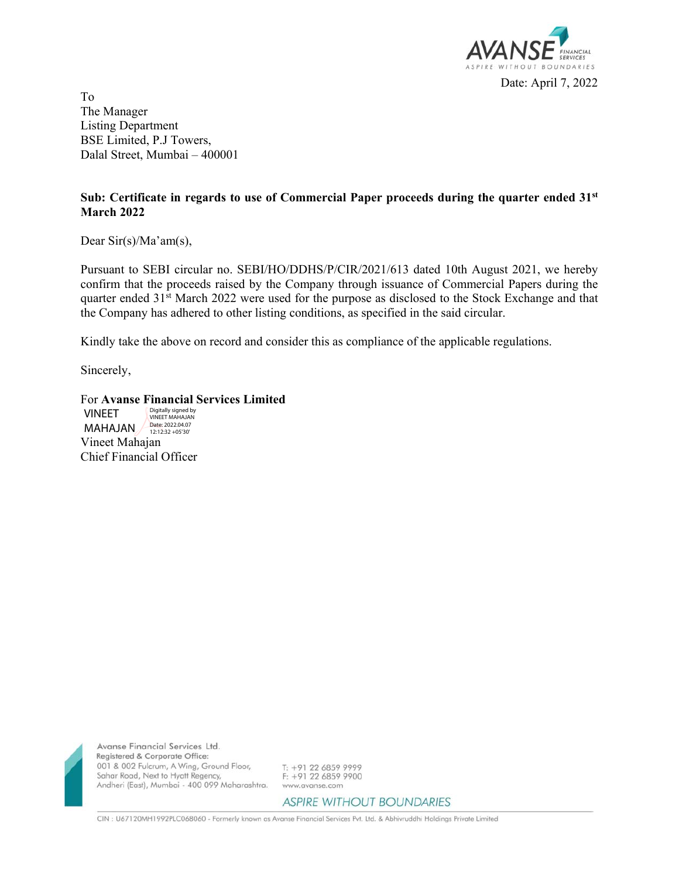Date: April 7, 2022

To
The Manager
Listing Department
BSE Limited, P.J Towers,
Dalal Street, Mumbai – 400001

**Sub: Certificate in regards to use of Commercial Paper proceeds during the quarter ended 31st March 2022**

Dear Sir(s)/Ma'am(s),

Pursuant to SEBI circular no. SEBI/HO/DDHS/P/CIR/2021/613 dated 10th August 2021, we hereby confirm that the proceeds raised by the Company through issuance of Commercial Papers during the quarter ended 31st March 2022 were used for the purpose as disclosed to the Stock Exchange and that the Company has adhered to other listing conditions, as specified in the said circular.

Kindly take the above on record and consider this as compliance of the applicable regulations.

Sincerely,

For **Avanse Financial Services Limited**

VINEET MAHAJAN
Digitally signed by VINEET MAHAJAN
Date: 2022.04.07 12:12:32 +05'30'

Vineet Mahajan
Chief Financial Officer

Avanse Financial Services Ltd.
Registered & Corporate Office:
001 & 002 Fulcrum, A Wing, Ground Floor,
Sahar Road, Next to Hyatt Regency,
Andheri (East), Mumbai - 400 099 Maharashtra.

T: +91 22 6859 9999
F: +91 22 6859 9900
www.avanse.com

ASPIRE WITHOUT BOUNDARIES

CIN : U67120MH1992PLC068060 - Formerly known as Avanse Financial Services Pvt. Ltd. & Abhivruddhi Holdings Private Limited